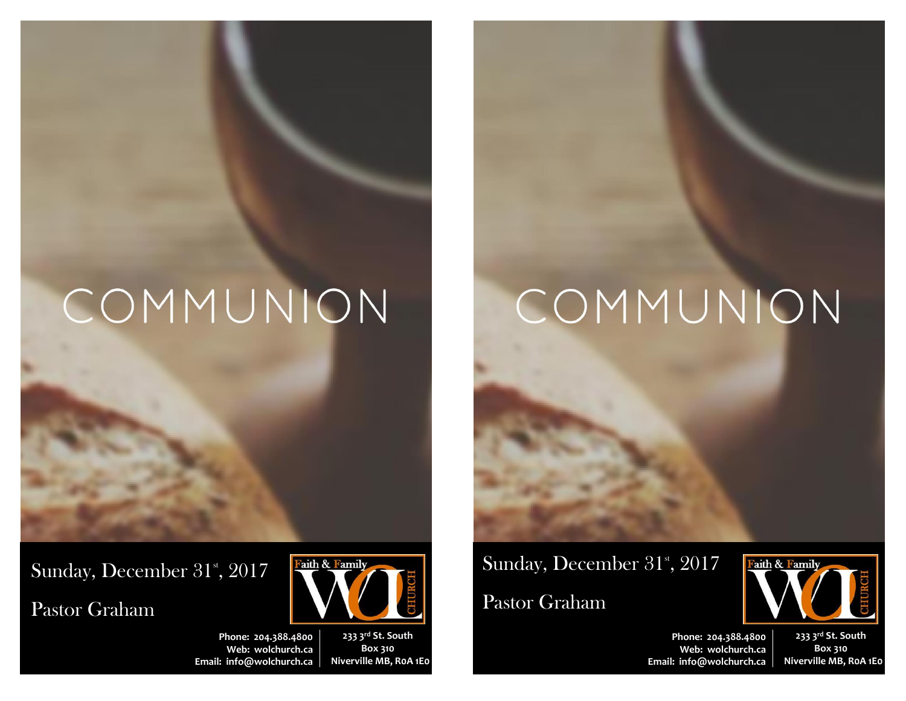# COMMUNION

Sunday, December 31st, 2017

Pastor Graham

Faith & Family

WOL CHURCH

Phone: 204.388.4800
Web: wolchurch.ca
Email: info@wolchurch.ca

233 3rd St. South
Box 310
Niverville MB, R0A 1E0

# COMMUNION

Sunday, December 31st, 2017

Pastor Graham

Faith & Family

WOL CHURCH

Phone: 204.388.4800
Web: wolchurch.ca
Email: info@wolchurch.ca

233 3rd St. South
Box 310
Niverville MB, R0A 1E0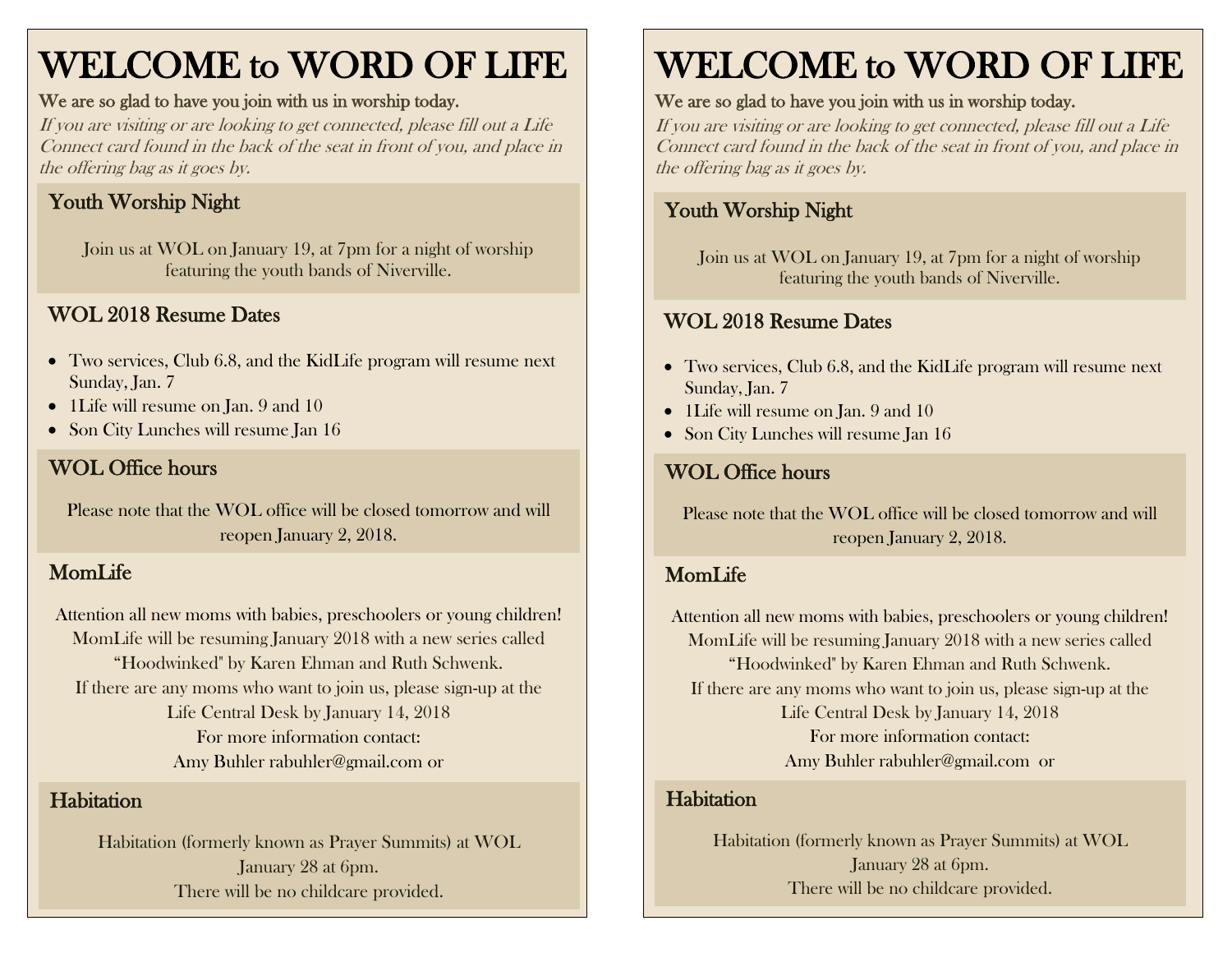# WELCOME to WORD OF LIFE

We are so glad to have you join with us in worship today.

*If you are visiting or are looking to get connected, please fill out a Life Connect card found in the back of the seat in front of you, and place in the offering bag as it goes by.*

## Youth Worship Night

Join us at WOL on January 19, at 7pm for a night of worship featuring the youth bands of Niverville.

## WOL 2018 Resume Dates

- Two services, Club 6.8, and the KidLife program will resume next Sunday, Jan. 7
- 1Life will resume on Jan. 9 and 10
- Son City Lunches will resume Jan 16

## WOL Office hours

Please note that the WOL office will be closed tomorrow and will reopen January 2, 2018.

## MomLife

Attention all new moms with babies, preschoolers or young children!
MomLife will be resuming January 2018 with a new series called "Hoodwinked" by Karen Ehman and Ruth Schwenk.
If there are any moms who want to join us, please sign-up at the Life Central Desk by January 14, 2018
For more information contact:
Amy Buhler rabuhler@gmail.com or

## Habitation

Habitation (formerly known as Prayer Summits) at WOL
January 28 at 6pm.
There will be no childcare provided.

# WELCOME to WORD OF LIFE

We are so glad to have you join with us in worship today.

*If you are visiting or are looking to get connected, please fill out a Life Connect card found in the back of the seat in front of you, and place in the offering bag as it goes by.*

## Youth Worship Night

Join us at WOL on January 19, at 7pm for a night of worship featuring the youth bands of Niverville.

## WOL 2018 Resume Dates

- Two services, Club 6.8, and the KidLife program will resume next Sunday, Jan. 7
- 1Life will resume on Jan. 9 and 10
- Son City Lunches will resume Jan 16

## WOL Office hours

Please note that the WOL office will be closed tomorrow and will reopen January 2, 2018.

## MomLife

Attention all new moms with babies, preschoolers or young children!
MomLife will be resuming January 2018 with a new series called "Hoodwinked" by Karen Ehman and Ruth Schwenk.
If there are any moms who want to join us, please sign-up at the Life Central Desk by January 14, 2018
For more information contact:
Amy Buhler rabuhler@gmail.com or

## Habitation

Habitation (formerly known as Prayer Summits) at WOL
January 28 at 6pm.
There will be no childcare provided.